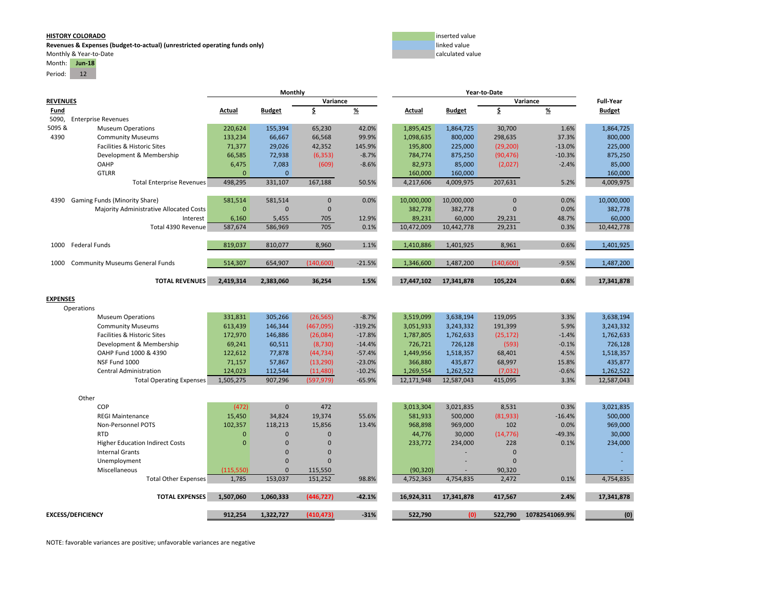**HISTORY COLORADO**

**Revenues & Expenses (budget-to-actual) (unrestricted operating funds only)**

Monthly & Year-to-Date

Month: **Jun-18**

Period: 12

| Legend |
|---|
| inserted value |
| linked value |
| calculated value |

| | | Monthly | | | | Year-to-Date | | | | |
|---|---|---|---|---|---|---|---|---|---|---|
| | | | | Variance | | | | Variance | | Full-Year |
| **REVENUES** Fund | | Actual | Budget | $ | % | Actual | Budget | $ | % | Budget |
| 5090, | Enterprise Revenues | | | | | | | | | |
| 5095 & | Museum Operations | 220,624 | 155,394 | 65,230 | 42.0% | 1,895,425 | 1,864,725 | 30,700 | 1.6% | 1,864,725 |
| 4390 | Community Museums | 133,234 | 66,667 | 66,568 | 99.9% | 1,098,635 | 800,000 | 298,635 | 37.3% | 800,000 |
| | Facilities & Historic Sites | 71,377 | 29,026 | 42,352 | 145.9% | 195,800 | 225,000 | (29,200) | -13.0% | 225,000 |
| | Development & Membership | 66,585 | 72,938 | (6,353) | -8.7% | 784,774 | 875,250 | (90,476) | -10.3% | 875,250 |
| | OAHP | 6,475 | 7,083 | (609) | -8.6% | 82,973 | 85,000 | (2,027) | -2.4% | 85,000 |
| | GTLRR | 0 | 0 | | | 160,000 | 160,000 | | | 160,000 |
| | Total Enterprise Revenues | 498,295 | 331,107 | 167,188 | 50.5% | 4,217,606 | 4,009,975 | 207,631 | 5.2% | 4,009,975 |
| 4390 | Gaming Funds (Minority Share) | 581,514 | 581,514 | 0 | 0.0% | 10,000,000 | 10,000,000 | 0 | 0.0% | 10,000,000 |
| | Majority Administrative Allocated Costs | 0 | 0 | 0 | | 382,778 | 382,778 | 0 | 0.0% | 382,778 |
| | Interest | 6,160 | 5,455 | 705 | 12.9% | 89,231 | 60,000 | 29,231 | 48.7% | 60,000 |
| | Total 4390 Revenue | 587,674 | 586,969 | 705 | 0.1% | 10,472,009 | 10,442,778 | 29,231 | 0.3% | 10,442,778 |
| 1000 | Federal Funds | 819,037 | 810,077 | 8,960 | 1.1% | 1,410,886 | 1,401,925 | 8,961 | 0.6% | 1,401,925 |
| 1000 | Community Museums General Funds | 514,307 | 654,907 | (140,600) | -21.5% | 1,346,600 | 1,487,200 | (140,600) | -9.5% | 1,487,200 |
| | **TOTAL REVENUES** | **2,419,314** | **2,383,060** | **36,254** | **1.5%** | **17,447,102** | **17,341,878** | **105,224** | **0.6%** | **17,341,878** |
| **EXPENSES** | | | | | | | | | | |
| Operations | | | | | | | | | | |
| | Museum Operations | 331,831 | 305,266 | (26,565) | -8.7% | 3,519,099 | 3,638,194 | 119,095 | 3.3% | 3,638,194 |
| | Community Museums | 613,439 | 146,344 | (467,095) | -319.2% | 3,051,933 | 3,243,332 | 191,399 | 5.9% | 3,243,332 |
| | Facilities & Historic Sites | 172,970 | 146,886 | (26,084) | -17.8% | 1,787,805 | 1,762,633 | (25,172) | -1.4% | 1,762,633 |
| | Development & Membership | 69,241 | 60,511 | (8,730) | -14.4% | 726,721 | 726,128 | (593) | -0.1% | 726,128 |
| | OAHP Fund 1000 & 4390 | 122,612 | 77,878 | (44,734) | -57.4% | 1,449,956 | 1,518,357 | 68,401 | 4.5% | 1,518,357 |
| | NSF Fund 1000 | 71,157 | 57,867 | (13,290) | -23.0% | 366,880 | 435,877 | 68,997 | 15.8% | 435,877 |
| | Central Administration | 124,023 | 112,544 | (11,480) | -10.2% | 1,269,554 | 1,262,522 | (7,032) | -0.6% | 1,262,522 |
| | Total Operating Expenses | 1,505,275 | 907,296 | (597,979) | -65.9% | 12,171,948 | 12,587,043 | 415,095 | 3.3% | 12,587,043 |
| Other | | | | | | | | | | |
| | COP | (472) | 0 | 472 | | 3,013,304 | 3,021,835 | 8,531 | 0.3% | 3,021,835 |
| | REGI Maintenance | 15,450 | 34,824 | 19,374 | 55.6% | 581,933 | 500,000 | (81,933) | -16.4% | 500,000 |
| | Non-Personnel POTS | 102,357 | 118,213 | 15,856 | 13.4% | 968,898 | 969,000 | 102 | 0.0% | 969,000 |
| | RTD | 0 | 0 | 0 | | 44,776 | 30,000 | (14,776) | -49.3% | 30,000 |
| | Higher Education Indirect Costs | 0 | 0 | 0 | | 233,772 | 234,000 | 228 | 0.1% | 234,000 |
| | Internal Grants | | 0 | 0 | | | - | 0 | | - |
| | Unemployment | | 0 | 0 | | | - | 0 | | - |
| | Miscellaneous | (115,550) | 0 | 115,550 | | (90,320) | - | 90,320 | | - |
| | Total Other Expenses | 1,785 | 153,037 | 151,252 | 98.8% | 4,752,363 | 4,754,835 | 2,472 | 0.1% | 4,754,835 |
| | **TOTAL EXPENSES** | **1,507,060** | **1,060,333** | **(446,727)** | **-42.1%** | **16,924,311** | **17,341,878** | **417,567** | **2.4%** | **17,341,878** |
| **EXCESS/DEFICIENCY** | | **912,254** | **1,322,727** | **(410,473)** | **-31%** | **522,790** | **(0)** | **522,790** | **10782541069.9%** | **(0)** |

NOTE: favorable variances are positive; unfavorable variances are negative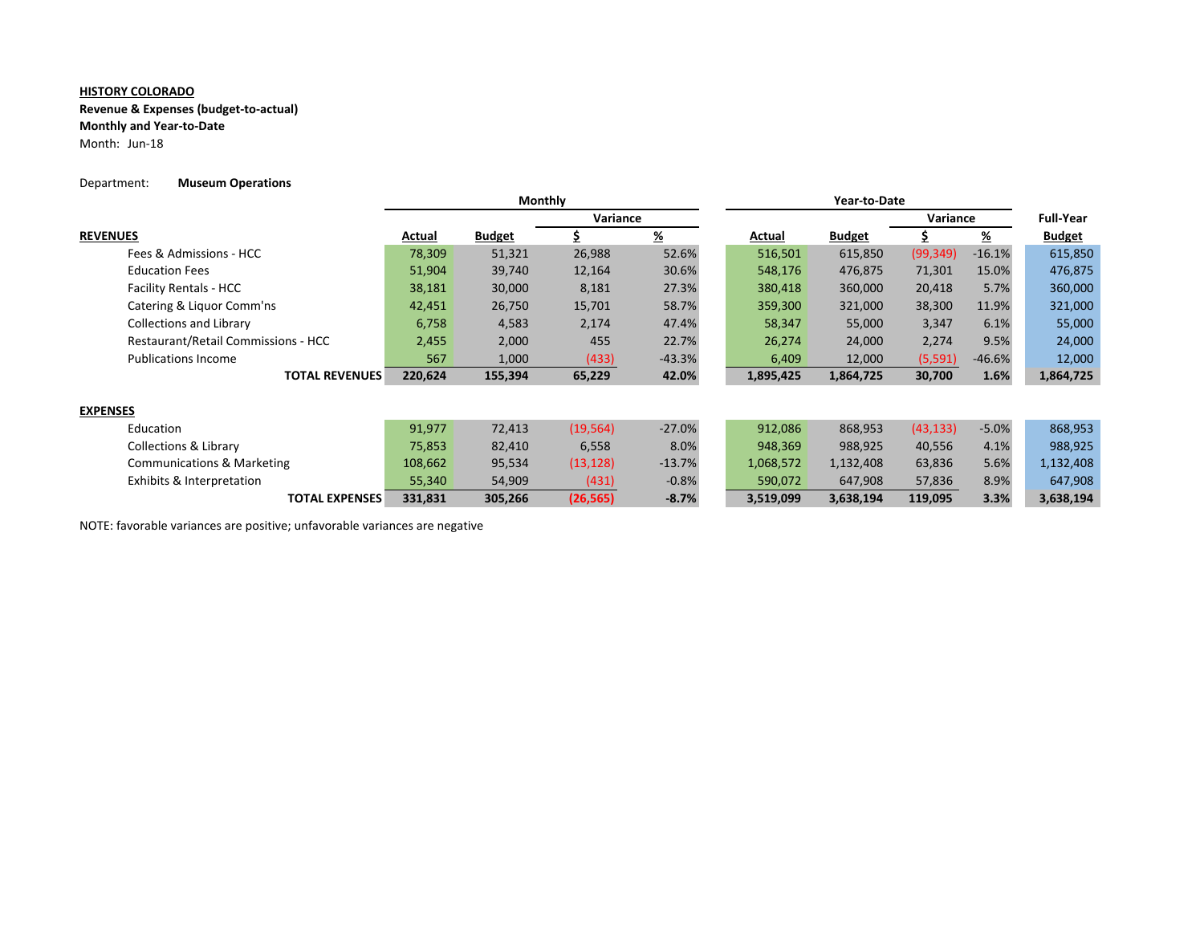**HISTORY COLORADO**
**Revenue & Expenses (budget-to-actual)**
**Monthly and Year-to-Date**
Month: Jun-18

Department: **Museum Operations**

| | Monthly | | | | Year-to-Date | | | | |
|---|---|---|---|---|---|---|---|---|---|
| | | | Variance | | | | Variance | | Full-Year |
| **REVENUES** | **Actual** | **Budget** | **$** | **%** | **Actual** | **Budget** | **$** | **%** | **Budget** |
| Fees & Admissions - HCC | 78,309 | 51,321 | 26,988 | 52.6% | 516,501 | 615,850 | (99,349) | -16.1% | 615,850 |
| Education Fees | 51,904 | 39,740 | 12,164 | 30.6% | 548,176 | 476,875 | 71,301 | 15.0% | 476,875 |
| Facility Rentals - HCC | 38,181 | 30,000 | 8,181 | 27.3% | 380,418 | 360,000 | 20,418 | 5.7% | 360,000 |
| Catering & Liquor Comm'ns | 42,451 | 26,750 | 15,701 | 58.7% | 359,300 | 321,000 | 38,300 | 11.9% | 321,000 |
| Collections and Library | 6,758 | 4,583 | 2,174 | 47.4% | 58,347 | 55,000 | 3,347 | 6.1% | 55,000 |
| Restaurant/Retail Commissions - HCC | 2,455 | 2,000 | 455 | 22.7% | 26,274 | 24,000 | 2,274 | 9.5% | 24,000 |
| Publications Income | 567 | 1,000 | (433) | -43.3% | 6,409 | 12,000 | (5,591) | -46.6% | 12,000 |
| **TOTAL REVENUES** | **220,624** | **155,394** | **65,229** | **42.0%** | **1,895,425** | **1,864,725** | **30,700** | **1.6%** | **1,864,725** |
| | | | | | | | | | |
| **EXPENSES** | | | | | | | | | |
| Education | 91,977 | 72,413 | (19,564) | -27.0% | 912,086 | 868,953 | (43,133) | -5.0% | 868,953 |
| Collections & Library | 75,853 | 82,410 | 6,558 | 8.0% | 948,369 | 988,925 | 40,556 | 4.1% | 988,925 |
| Communications & Marketing | 108,662 | 95,534 | (13,128) | -13.7% | 1,068,572 | 1,132,408 | 63,836 | 5.6% | 1,132,408 |
| Exhibits & Interpretation | 55,340 | 54,909 | (431) | -0.8% | 590,072 | 647,908 | 57,836 | 8.9% | 647,908 |
| **TOTAL EXPENSES** | **331,831** | **305,266** | **(26,565)** | **-8.7%** | **3,519,099** | **3,638,194** | **119,095** | **3.3%** | **3,638,194** |

NOTE: favorable variances are positive; unfavorable variances are negative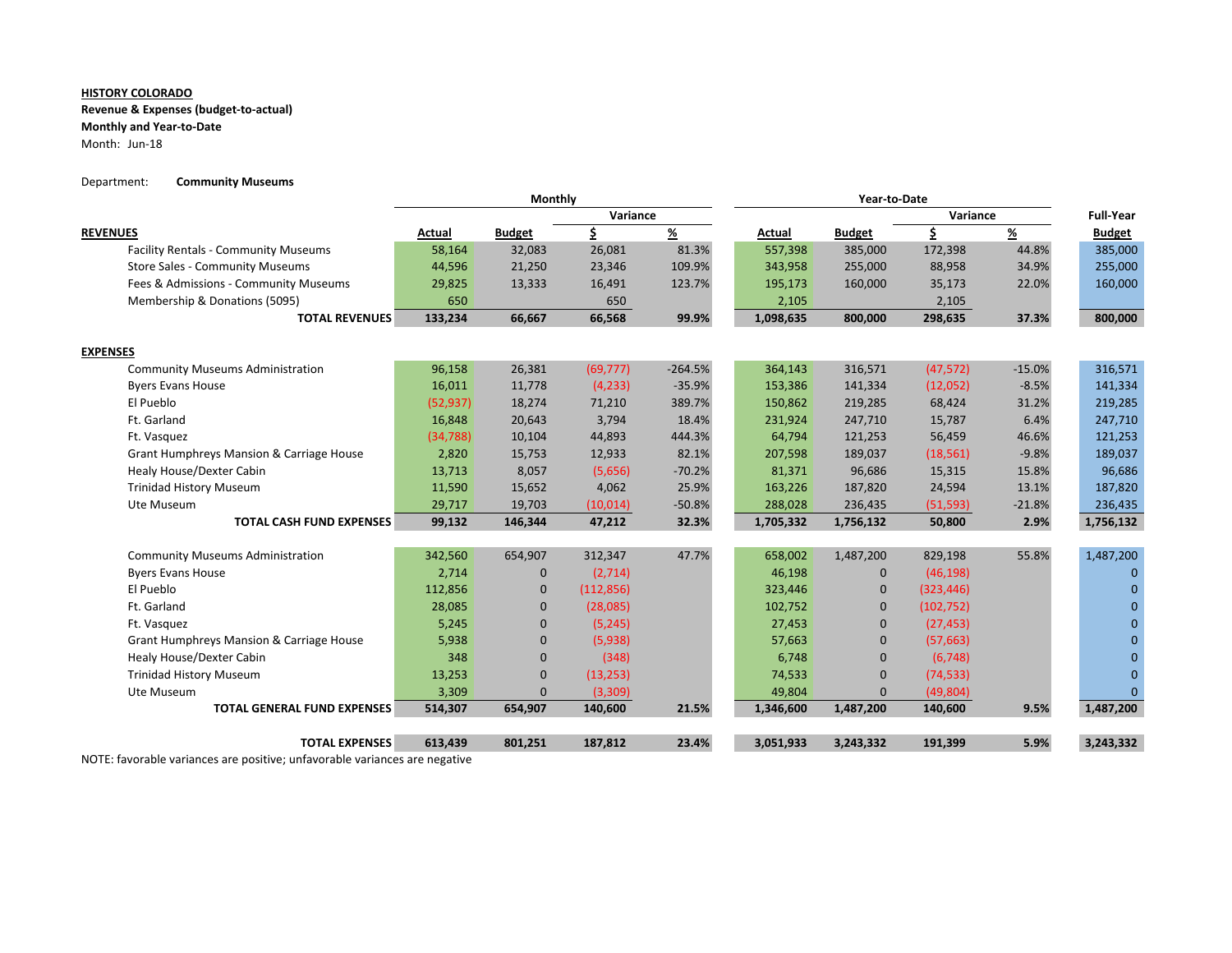**HISTORY COLORADO**

**Revenue & Expenses (budget-to-actual)**

**Monthly and Year-to-Date**

Month: Jun-18

Department: **Community Museums**

| | Monthly | | | | Year-to-Date | | | | |
|---|---|---|---|---|---|---|---|---|---|
| | | | Variance | | | | Variance | | Full-Year |
| **REVENUES** | **Actual** | **Budget** | **$** | **%** | **Actual** | **Budget** | **$** | **%** | **Budget** |
| Facility Rentals - Community Museums | 58,164 | 32,083 | 26,081 | 81.3% | 557,398 | 385,000 | 172,398 | 44.8% | 385,000 |
| Store Sales - Community Museums | 44,596 | 21,250 | 23,346 | 109.9% | 343,958 | 255,000 | 88,958 | 34.9% | 255,000 |
| Fees & Admissions - Community Museums | 29,825 | 13,333 | 16,491 | 123.7% | 195,173 | 160,000 | 35,173 | 22.0% | 160,000 |
| Membership & Donations (5095) | 650 | | 650 | | 2,105 | | 2,105 | | |
| **TOTAL REVENUES** | **133,234** | **66,667** | **66,568** | **99.9%** | **1,098,635** | **800,000** | **298,635** | **37.3%** | **800,000** |
| **EXPENSES** | | | | | | | | | |
| Community Museums Administration | 96,158 | 26,381 | (69,777) | -264.5% | 364,143 | 316,571 | (47,572) | -15.0% | 316,571 |
| Byers Evans House | 16,011 | 11,778 | (4,233) | -35.9% | 153,386 | 141,334 | (12,052) | -8.5% | 141,334 |
| El Pueblo | (52,937) | 18,274 | 71,210 | 389.7% | 150,862 | 219,285 | 68,424 | 31.2% | 219,285 |
| Ft. Garland | 16,848 | 20,643 | 3,794 | 18.4% | 231,924 | 247,710 | 15,787 | 6.4% | 247,710 |
| Ft. Vasquez | (34,788) | 10,104 | 44,893 | 444.3% | 64,794 | 121,253 | 56,459 | 46.6% | 121,253 |
| Grant Humphreys Mansion & Carriage House | 2,820 | 15,753 | 12,933 | 82.1% | 207,598 | 189,037 | (18,561) | -9.8% | 189,037 |
| Healy House/Dexter Cabin | 13,713 | 8,057 | (5,656) | -70.2% | 81,371 | 96,686 | 15,315 | 15.8% | 96,686 |
| Trinidad History Museum | 11,590 | 15,652 | 4,062 | 25.9% | 163,226 | 187,820 | 24,594 | 13.1% | 187,820 |
| Ute Museum | 29,717 | 19,703 | (10,014) | -50.8% | 288,028 | 236,435 | (51,593) | -21.8% | 236,435 |
| **TOTAL CASH FUND EXPENSES** | **99,132** | **146,344** | **47,212** | **32.3%** | **1,705,332** | **1,756,132** | **50,800** | **2.9%** | **1,756,132** |
| Community Museums Administration | 342,560 | 654,907 | 312,347 | 47.7% | 658,002 | 1,487,200 | 829,198 | 55.8% | 1,487,200 |
| Byers Evans House | 2,714 | 0 | (2,714) | | 46,198 | 0 | (46,198) | | 0 |
| El Pueblo | 112,856 | 0 | (112,856) | | 323,446 | 0 | (323,446) | | 0 |
| Ft. Garland | 28,085 | 0 | (28,085) | | 102,752 | 0 | (102,752) | | 0 |
| Ft. Vasquez | 5,245 | 0 | (5,245) | | 27,453 | 0 | (27,453) | | 0 |
| Grant Humphreys Mansion & Carriage House | 5,938 | 0 | (5,938) | | 57,663 | 0 | (57,663) | | 0 |
| Healy House/Dexter Cabin | 348 | 0 | (348) | | 6,748 | 0 | (6,748) | | 0 |
| Trinidad History Museum | 13,253 | 0 | (13,253) | | 74,533 | 0 | (74,533) | | 0 |
| Ute Museum | 3,309 | 0 | (3,309) | | 49,804 | 0 | (49,804) | | 0 |
| **TOTAL GENERAL FUND EXPENSES** | **514,307** | **654,907** | **140,600** | **21.5%** | **1,346,600** | **1,487,200** | **140,600** | **9.5%** | **1,487,200** |
| **TOTAL EXPENSES** | **613,439** | **801,251** | **187,812** | **23.4%** | **3,051,933** | **3,243,332** | **191,399** | **5.9%** | **3,243,332** |

NOTE: favorable variances are positive; unfavorable variances are negative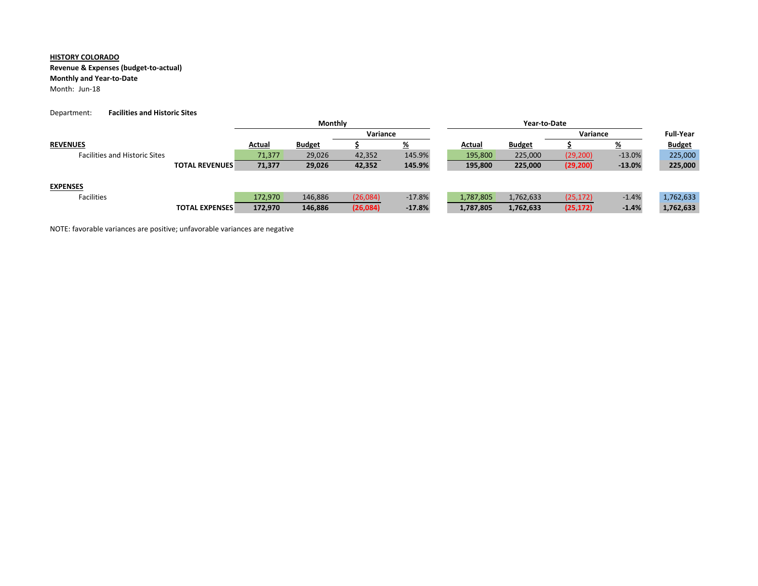**HISTORY COLORADO**

**Revenue & Expenses (budget-to-actual)**

**Monthly and Year-to-Date**

Month: Jun-18

Department: **Facilities and Historic Sites**

| | Monthly | | | | Year-to-Date | | | | |
|---|---|---|---|---|---|---|---|---|---|
| | | | Variance | | | | Variance | | Full-Year |
| **REVENUES** | **Actual** | **Budget** | **$** | **%** | **Actual** | **Budget** | **$** | **%** | **Budget** |
| Facilities and Historic Sites | 71,377 | 29,026 | 42,352 | 145.9% | 195,800 | 225,000 | (29,200) | -13.0% | 225,000 |
| **TOTAL REVENUES** | **71,377** | **29,026** | **42,352** | **145.9%** | **195,800** | **225,000** | **(29,200)** | **-13.0%** | **225,000** |
| **EXPENSES** | | | | | | | | | |
| Facilities | 172,970 | 146,886 | (26,084) | -17.8% | 1,787,805 | 1,762,633 | (25,172) | -1.4% | 1,762,633 |
| **TOTAL EXPENSES** | **172,970** | **146,886** | **(26,084)** | **-17.8%** | **1,787,805** | **1,762,633** | **(25,172)** | **-1.4%** | **1,762,633** |

NOTE: favorable variances are positive; unfavorable variances are negative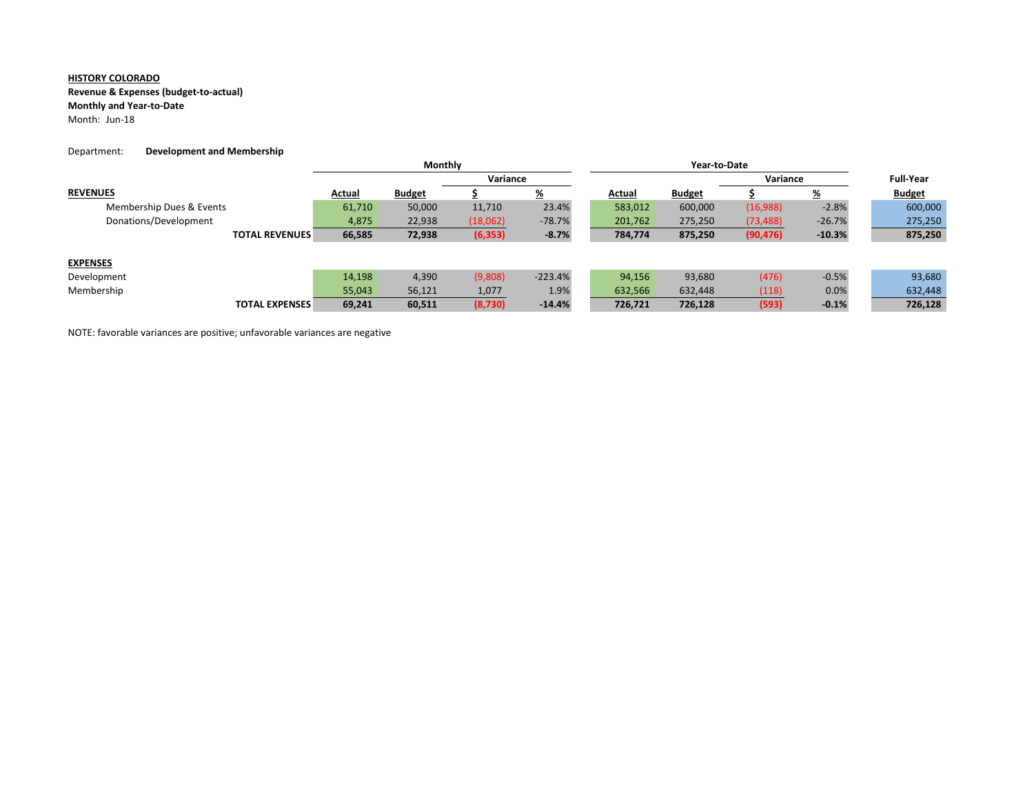**HISTORY COLORADO**
**Revenue & Expenses (budget-to-actual)**
**Monthly and Year-to-Date**
Month: Jun-18

Department: **Development and Membership**

| | Monthly | | | | Year-to-Date | | | | Full-Year |
|---|---|---|---|---|---|---|---|---|---|
| | | | Variance | | | | Variance | | |
| **REVENUES** | **Actual** | **Budget** | **$** | **%** | **Actual** | **Budget** | **$** | **%** | **Budget** |
| Membership Dues & Events | 61,710 | 50,000 | 11,710 | 23.4% | 583,012 | 600,000 | (16,988) | -2.8% | 600,000 |
| Donations/Development | 4,875 | 22,938 | (18,062) | -78.7% | 201,762 | 275,250 | (73,488) | -26.7% | 275,250 |
| **TOTAL REVENUES** | **66,585** | **72,938** | **(6,353)** | **-8.7%** | **784,774** | **875,250** | **(90,476)** | **-10.3%** | **875,250** |
| | | | | | | | | | |
| **EXPENSES** | | | | | | | | | |
| Development | 14,198 | 4,390 | (9,808) | -223.4% | 94,156 | 93,680 | (476) | -0.5% | 93,680 |
| Membership | 55,043 | 56,121 | 1,077 | 1.9% | 632,566 | 632,448 | (118) | 0.0% | 632,448 |
| **TOTAL EXPENSES** | **69,241** | **60,511** | **(8,730)** | **-14.4%** | **726,721** | **726,128** | **(593)** | **-0.1%** | **726,128** |

NOTE: favorable variances are positive; unfavorable variances are negative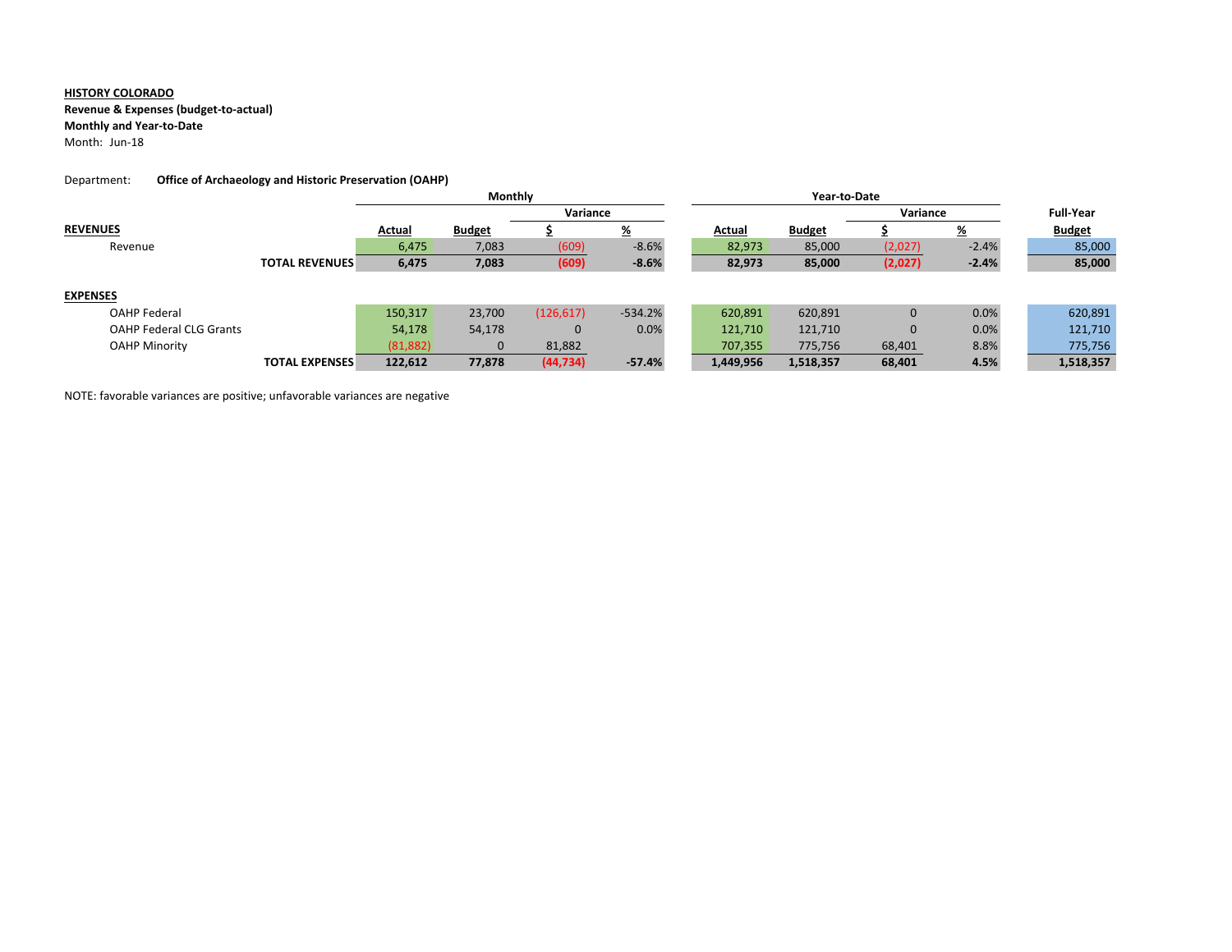**HISTORY COLORADO**
**Revenue & Expenses (budget-to-actual)**
**Monthly and Year-to-Date**
Month: Jun-18

Department: **Office of Archaeology and Historic Preservation (OAHP)**

| | Monthly | | | | Year-to-Date | | | | Full-Year |
|---|---|---|---|---|---|---|---|---|---|
| | | | Variance | | | | Variance | | |
| **REVENUES** | **Actual** | **Budget** | **$** | **%** | **Actual** | **Budget** | **$** | **%** | **Budget** |
| Revenue | 6,475 | 7,083 | (609) | -8.6% | 82,973 | 85,000 | (2,027) | -2.4% | 85,000 |
| **TOTAL REVENUES** | **6,475** | **7,083** | **(609)** | **-8.6%** | **82,973** | **85,000** | **(2,027)** | **-2.4%** | **85,000** |
| | | | | | | | | | |
| **EXPENSES** | | | | | | | | | |
| OAHP Federal | 150,317 | 23,700 | (126,617) | -534.2% | 620,891 | 620,891 | 0 | 0.0% | 620,891 |
| OAHP Federal CLG Grants | 54,178 | 54,178 | 0 | 0.0% | 121,710 | 121,710 | 0 | 0.0% | 121,710 |
| OAHP Minority | (81,882) | 0 | 81,882 | | 707,355 | 775,756 | 68,401 | 8.8% | 775,756 |
| **TOTAL EXPENSES** | **122,612** | **77,878** | **(44,734)** | **-57.4%** | **1,449,956** | **1,518,357** | **68,401** | **4.5%** | **1,518,357** |

NOTE: favorable variances are positive; unfavorable variances are negative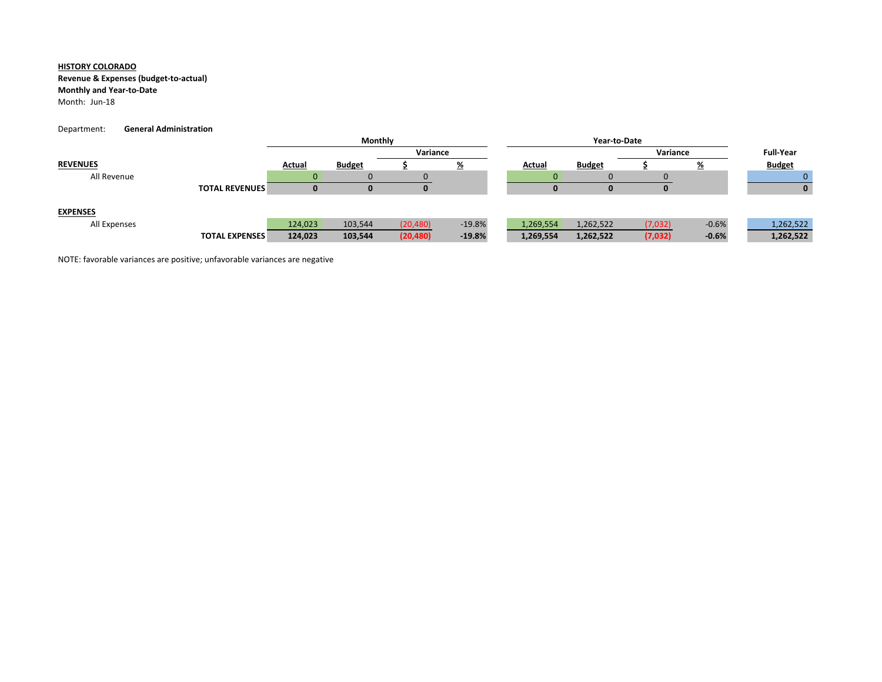**HISTORY COLORADO**
**Revenue & Expenses (budget-to-actual)**
**Monthly and Year-to-Date**
Month: Jun-18

Department: **General Administration**

| | Monthly | | | | Year-to-Date | | | | |
|---|---|---|---|---|---|---|---|---|---|
| | | | Variance | | | | Variance | | Full-Year |
| **REVENUES** | **Actual** | **Budget** | **$** | **%** | **Actual** | **Budget** | **$** | **%** | **Budget** |
| All Revenue | 0 | 0 | 0 | | 0 | 0 | 0 | | 0 |
| **TOTAL REVENUES** | **0** | **0** | **0** | | **0** | **0** | **0** | | **0** |
| | | | | | | | | | |
| **EXPENSES** | | | | | | | | | |
| All Expenses | 124,023 | 103,544 | (20,480) | -19.8% | 1,269,554 | 1,262,522 | (7,032) | -0.6% | 1,262,522 |
| **TOTAL EXPENSES** | **124,023** | **103,544** | **(20,480)** | **-19.8%** | **1,269,554** | **1,262,522** | **(7,032)** | **-0.6%** | **1,262,522** |

NOTE: favorable variances are positive; unfavorable variances are negative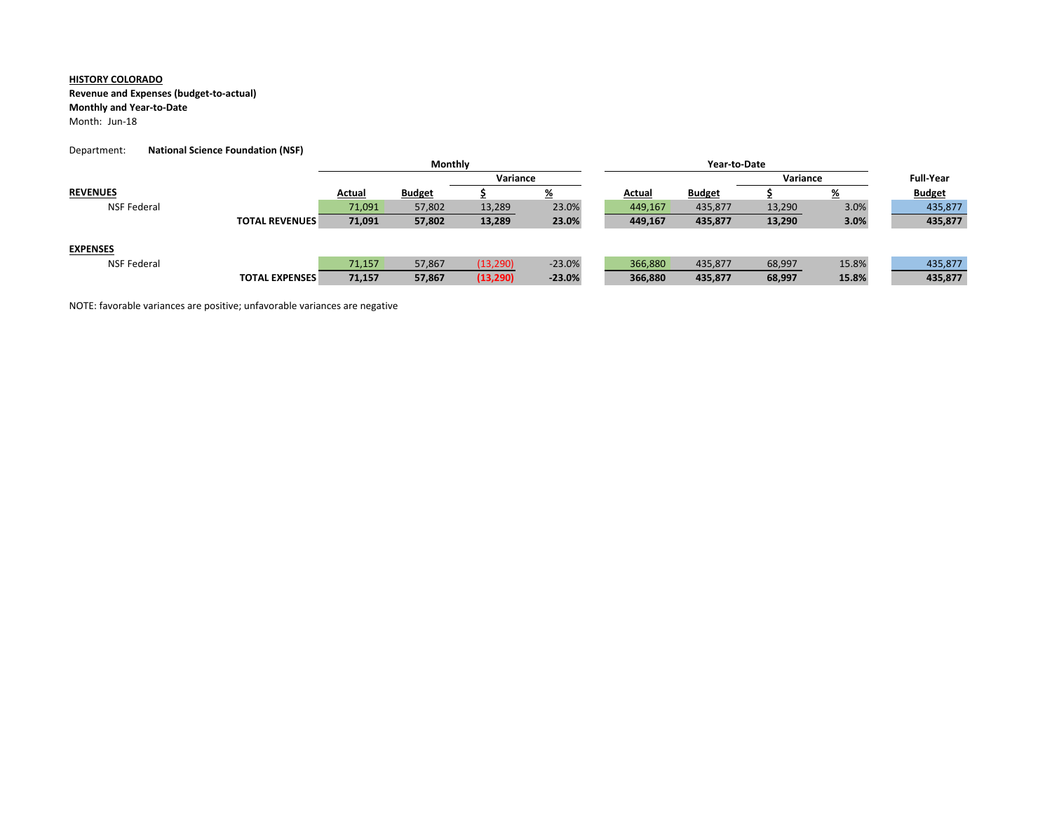**HISTORY COLORADO**

**Revenue and Expenses (budget-to-actual)**

**Monthly and Year-to-Date**

Month: Jun-18

Department: **National Science Foundation (NSF)**

| | Monthly | | | | Year-to-Date | | | | Full-Year |
|---|---|---|---|---|---|---|---|---|---|
| | | | Variance | | | | Variance | | |
| **REVENUES** | **Actual** | **Budget** | **$** | **%** | **Actual** | **Budget** | **$** | **%** | **Budget** |
| NSF Federal | 71,091 | 57,802 | 13,289 | 23.0% | 449,167 | 435,877 | 13,290 | 3.0% | 435,877 |
| **TOTAL REVENUES** | **71,091** | **57,802** | **13,289** | **23.0%** | **449,167** | **435,877** | **13,290** | **3.0%** | **435,877** |
| | | | | | | | | | |
| **EXPENSES** | | | | | | | | | |
| NSF Federal | 71,157 | 57,867 | (13,290) | -23.0% | 366,880 | 435,877 | 68,997 | 15.8% | 435,877 |
| **TOTAL EXPENSES** | **71,157** | **57,867** | **(13,290)** | **-23.0%** | **366,880** | **435,877** | **68,997** | **15.8%** | **435,877** |

NOTE: favorable variances are positive; unfavorable variances are negative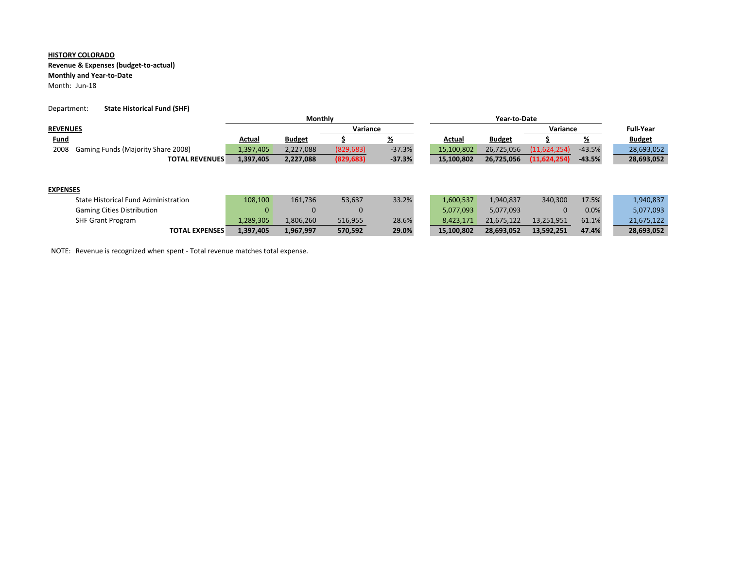**HISTORY COLORADO**

**Revenue & Expenses (budget-to-actual)**

**Monthly and Year-to-Date**

Month: Jun-18

Department: **State Historical Fund (SHF)**

| | | Monthly | | | | Year-to-Date | | | | |
|---|---|---|---|---|---|---|---|---|---|---|
| | | | | Variance | | | | Variance | | Full-Year |
| **REVENUES** | | | | | | | | | | |
| **Fund** | | **Actual** | **Budget** | **$** | **%** | **Actual** | **Budget** | **$** | **%** | **Budget** |
| 2008 | Gaming Funds (Majority Share 2008) | 1,397,405 | 2,227,088 | (829,683) | -37.3% | 15,100,802 | 26,725,056 | (11,624,254) | -43.5% | 28,693,052 |
| | **TOTAL REVENUES** | **1,397,405** | **2,227,088** | **(829,683)** | **-37.3%** | **15,100,802** | **26,725,056** | **(11,624,254)** | **-43.5%** | **28,693,052** |
| **EXPENSES** | | | | | | | | | | |
| | State Historical Fund Administration | 108,100 | 161,736 | 53,637 | 33.2% | 1,600,537 | 1,940,837 | 340,300 | 17.5% | 1,940,837 |
| | Gaming Cities Distribution | 0 | 0 | 0 | | 5,077,093 | 5,077,093 | 0 | 0.0% | 5,077,093 |
| | SHF Grant Program | 1,289,305 | 1,806,260 | 516,955 | 28.6% | 8,423,171 | 21,675,122 | 13,251,951 | 61.1% | 21,675,122 |
| | **TOTAL EXPENSES** | **1,397,405** | **1,967,997** | **570,592** | **29.0%** | **15,100,802** | **28,693,052** | **13,592,251** | **47.4%** | **28,693,052** |

NOTE: Revenue is recognized when spent - Total revenue matches total expense.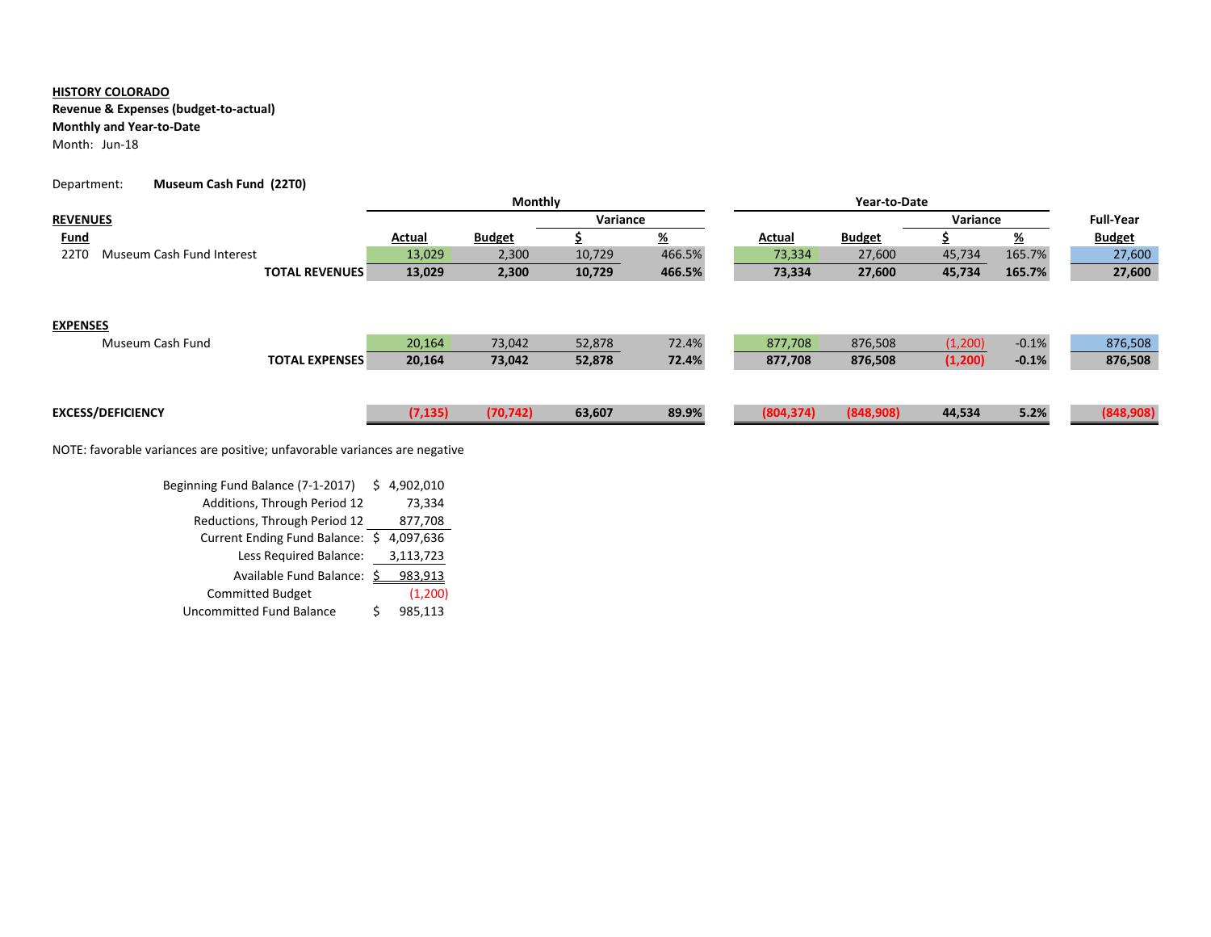**HISTORY COLORADO**

**Revenue & Expenses (budget-to-actual)**

**Monthly and Year-to-Date**

Month: Jun-18

Department: **Museum Cash Fund (22T0)**

| | | Monthly | | | | Year-to-Date | | | | Full-Year |
|---|---|---|---|---|---|---|---|---|---|---|
| **REVENUES** | | | | Variance | | | | Variance | | |
| **Fund** | | **Actual** | **Budget** | **$** | **%** | **Actual** | **Budget** | **$** | **%** | **Budget** |
| 22T0 | Museum Cash Fund Interest | 13,029 | 2,300 | 10,729 | 466.5% | 73,334 | 27,600 | 45,734 | 165.7% | 27,600 |
| | **TOTAL REVENUES** | **13,029** | **2,300** | **10,729** | **466.5%** | **73,334** | **27,600** | **45,734** | **165.7%** | **27,600** |
| **EXPENSES** | | | | | | | | | | |
| | Museum Cash Fund | 20,164 | 73,042 | 52,878 | 72.4% | 877,708 | 876,508 | (1,200) | -0.1% | 876,508 |
| | **TOTAL EXPENSES** | **20,164** | **73,042** | **52,878** | **72.4%** | **877,708** | **876,508** | **(1,200)** | **-0.1%** | **876,508** |
| **EXCESS/DEFICIENCY** | | **(7,135)** | **(70,742)** | **63,607** | **89.9%** | **(804,374)** | **(848,908)** | **44,534** | **5.2%** | **(848,908)** |

NOTE: favorable variances are positive; unfavorable variances are negative

| | |
|---|---|
| Beginning Fund Balance (7-1-2017) | $ 4,902,010 |
| Additions, Through Period 12 | 73,334 |
| Reductions, Through Period 12 | 877,708 |
| Current Ending Fund Balance: | $ 4,097,636 |
| Less Required Balance: | 3,113,723 |
| Available Fund Balance: | $ 983,913 |
| Committed Budget | (1,200) |
| Uncommitted Fund Balance | $ 985,113 |